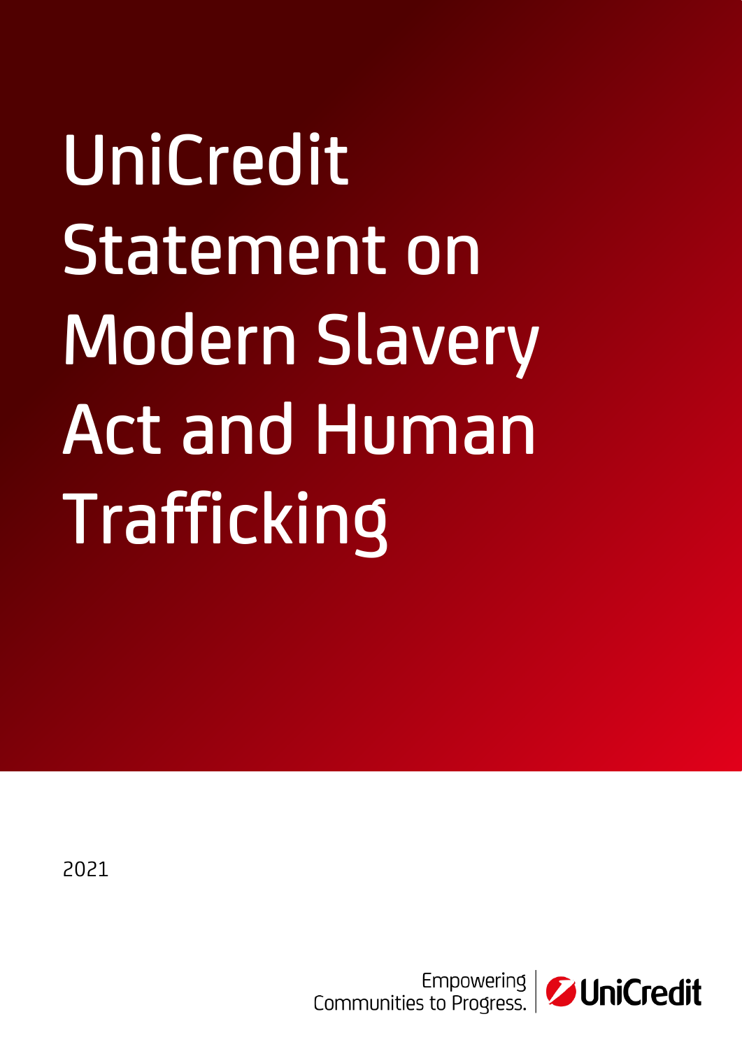# UniCredit Statement on Modern Slavery Act and Human Trafficking

2021

Empowering Communities to Progress.

UniCredit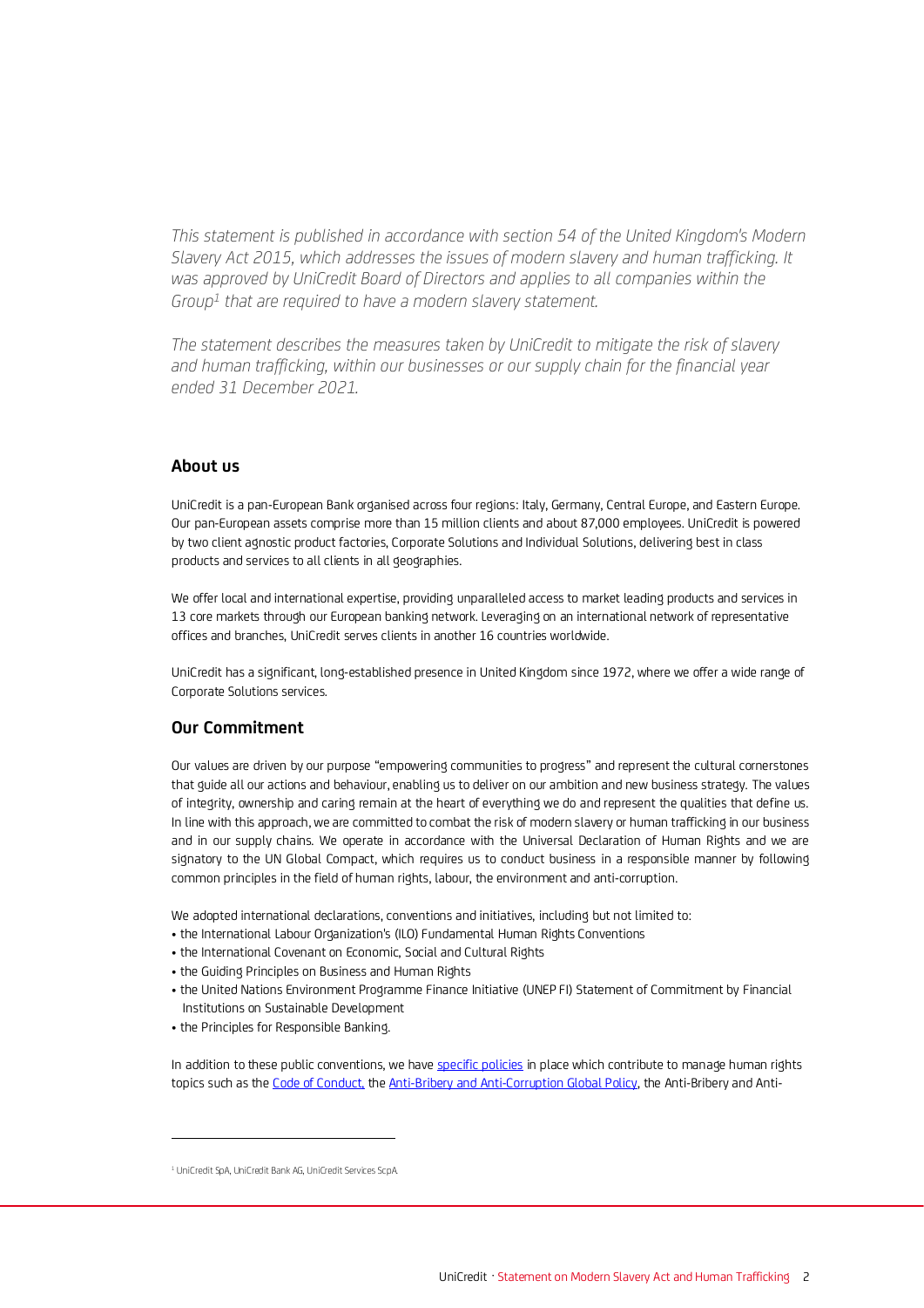*This statement is published in accordance with section 54 of the United Kingdom's Modern Slavery Act 2015, which addresses the issues of modern slavery and human trafficking. It was approved by UniCredit Board of Directors and applies to all companies within the Group[1] that are required to have a modern slavery statement.*

*The statement describes the measures taken by UniCredit to mitigate the risk of slavery and human trafficking, within our businesses or our supply chain for the financial year ended 31 December 2021.*

## About us

UniCredit is a pan-European Bank organised across four regions: Italy, Germany, Central Europe, and Eastern Europe. Our pan-European assets comprise more than 15 million clients and about 87,000 employees. UniCredit is powered by two client agnostic product factories, Corporate Solutions and Individual Solutions, delivering best in class products and services to all clients in all geographies.

We offer local and international expertise, providing unparalleled access to market leading products and services in 13 core markets through our European banking network. Leveraging on an international network of representative offices and branches, UniCredit serves clients in another 16 countries worldwide.

UniCredit has a significant, long-established presence in United Kingdom since 1972, where we offer a wide range of Corporate Solutions services.

## Our Commitment

Our values are driven by our purpose "empowering communities to progress" and represent the cultural cornerstones that guide all our actions and behaviour, enabling us to deliver on our ambition and new business strategy. The values of integrity, ownership and caring remain at the heart of everything we do and represent the qualities that define us. In line with this approach, we are committed to combat the risk of modern slavery or human trafficking in our business and in our supply chains. We operate in accordance with the Universal Declaration of Human Rights and we are signatory to the UN Global Compact, which requires us to conduct business in a responsible manner by following common principles in the field of human rights, labour, the environment and anti-corruption.

We adopted international declarations, conventions and initiatives, including but not limited to:

- the International Labour Organization's (ILO) Fundamental Human Rights Conventions
- the International Covenant on Economic, Social and Cultural Rights
- the Guiding Principles on Business and Human Rights
- the United Nations Environment Programme Finance Initiative (UNEP FI) Statement of Commitment by Financial Institutions on Sustainable Development
- the Principles for Responsible Banking.

In addition to these public conventions, we have specific policies in place which contribute to manage human rights topics such as the Code of Conduct, the Anti-Bribery and Anti-Corruption Global Policy, the Anti-Bribery and Anti-

[1] UniCredit SpA, UniCredit Bank AG, UniCredit Services ScpA.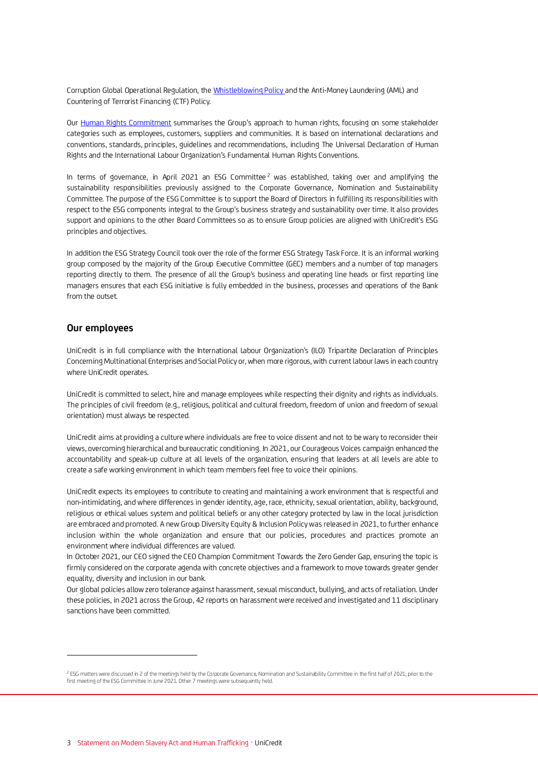Corruption Global Operational Regulation, the Whistleblowing Policy and the Anti-Money Laundering (AML) and Countering of Terrorist Financing (CTF) Policy.

Our Human Rights Commitment summarises the Group's approach to human rights, focusing on some stakeholder categories such as employees, customers, suppliers and communities. It is based on international declarations and conventions, standards, principles, guidelines and recommendations, including The Universal Declaration of Human Rights and the International Labour Organization's Fundamental Human Rights Conventions.

In terms of governance, in April 2021 an ESG Committee [2] was established, taking over and amplifying the sustainability responsibilities previously assigned to the Corporate Governance, Nomination and Sustainability Committee. The purpose of the ESG Committee is to support the Board of Directors in fulfilling its responsibilities with respect to the ESG components integral to the Group's business strategy and sustainability over time. It also provides support and opinions to the other Board Committees so as to ensure Group policies are aligned with UniCredit's ESG principles and objectives.

In addition the ESG Strategy Council took over the role of the former ESG Strategy Task Force. It is an informal working group composed by the majority of the Group Executive Committee (GEC) members and a number of top managers reporting directly to them. The presence of all the Group's business and operating line heads or first reporting line managers ensures that each ESG initiative is fully embedded in the business, processes and operations of the Bank from the outset.

## Our employees

UniCredit is in full compliance with the International Labour Organization's (ILO) Tripartite Declaration of Principles Concerning Multinational Enterprises and Social Policy or, when more rigorous, with current labour laws in each country where UniCredit operates.

UniCredit is committed to select, hire and manage employees while respecting their dignity and rights as individuals. The principles of civil freedom (e.g., religious, political and cultural freedom, freedom of union and freedom of sexual orientation) must always be respected.

UniCredit aims at providing a culture where individuals are free to voice dissent and not to be wary to reconsider their views, overcoming hierarchical and bureaucratic conditioning. In 2021, our Courageous Voices campaign enhanced the accountability and speak-up culture at all levels of the organization, ensuring that leaders at all levels are able to create a safe working environment in which team members feel free to voice their opinions.

UniCredit expects its employees to contribute to creating and maintaining a work environment that is respectful and non-intimidating, and where differences in gender identity, age, race, ethnicity, sexual orientation, ability, background, religious or ethical values system and political beliefs or any other category protected by law in the local jurisdiction are embraced and promoted. A new Group Diversity Equity & Inclusion Policy was released in 2021, to further enhance inclusion within the whole organization and ensure that our policies, procedures and practices promote an environment where individual differences are valued.

In October 2021, our CEO signed the CEO Champion Commitment Towards the Zero Gender Gap, ensuring the topic is firmly considered on the corporate agenda with concrete objectives and a framework to move towards greater gender equality, diversity and inclusion in our bank.

Our global policies allow zero tolerance against harassment, sexual misconduct, bullying, and acts of retaliation. Under these policies, in 2021 across the Group, 42 reports on harassment were received and investigated and 11 disciplinary sanctions have been committed.

[2] ESG matters were discussed in 2 of the meetings held by the Corporate Governance, Nomination and Sustainability Committee in the first half of 2021, prior to the first meeting of the ESG Committee in June 2021. Other 7 meetings were subsequently held.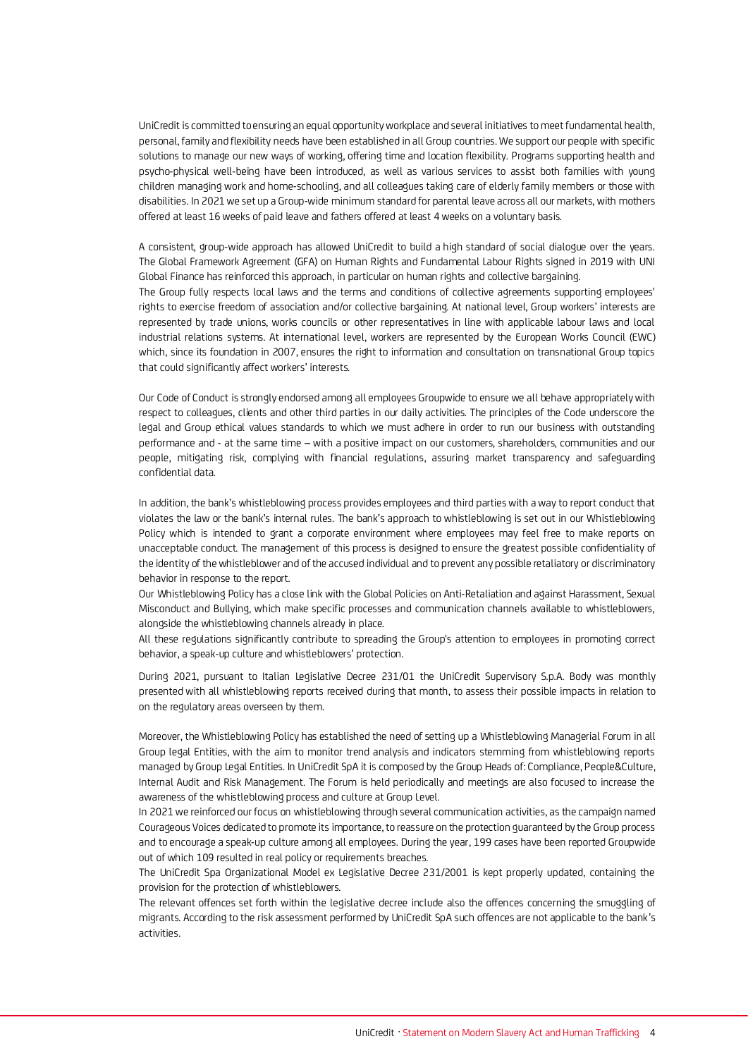UniCredit is committed to ensuring an equal opportunity workplace and several initiatives to meet fundamental health, personal, family and flexibility needs have been established in all Group countries. We support our people with specific solutions to manage our new ways of working, offering time and location flexibility. Programs supporting health and psycho-physical well-being have been introduced, as well as various services to assist both families with young children managing work and home-schooling, and all colleagues taking care of elderly family members or those with disabilities. In 2021 we set up a Group-wide minimum standard for parental leave across all our markets, with mothers offered at least 16 weeks of paid leave and fathers offered at least 4 weeks on a voluntary basis.

A consistent, group-wide approach has allowed UniCredit to build a high standard of social dialogue over the years. The Global Framework Agreement (GFA) on Human Rights and Fundamental Labour Rights signed in 2019 with UNI Global Finance has reinforced this approach, in particular on human rights and collective bargaining.

The Group fully respects local laws and the terms and conditions of collective agreements supporting employees' rights to exercise freedom of association and/or collective bargaining. At national level, Group workers' interests are represented by trade unions, works councils or other representatives in line with applicable labour laws and local industrial relations systems. At international level, workers are represented by the European Works Council (EWC) which, since its foundation in 2007, ensures the right to information and consultation on transnational Group topics that could significantly affect workers' interests.

Our Code of Conduct is strongly endorsed among all employees Groupwide to ensure we all behave appropriately with respect to colleagues, clients and other third parties in our daily activities. The principles of the Code underscore the legal and Group ethical values standards to which we must adhere in order to run our business with outstanding performance and - at the same time – with a positive impact on our customers, shareholders, communities and our people, mitigating risk, complying with financial regulations, assuring market transparency and safeguarding confidential data.

In addition, the bank's whistleblowing process provides employees and third parties with a way to report conduct that violates the law or the bank's internal rules. The bank's approach to whistleblowing is set out in our Whistleblowing Policy which is intended to grant a corporate environment where employees may feel free to make reports on unacceptable conduct. The management of this process is designed to ensure the greatest possible confidentiality of the identity of the whistleblower and of the accused individual and to prevent any possible retaliatory or discriminatory behavior in response to the report.

Our Whistleblowing Policy has a close link with the Global Policies on Anti-Retaliation and against Harassment, Sexual Misconduct and Bullying, which make specific processes and communication channels available to whistleblowers, alongside the whistleblowing channels already in place.

All these regulations significantly contribute to spreading the Group's attention to employees in promoting correct behavior, a speak-up culture and whistleblowers' protection.

During 2021, pursuant to Italian Legislative Decree 231/01 the UniCredit Supervisory S.p.A. Body was monthly presented with all whistleblowing reports received during that month, to assess their possible impacts in relation to on the regulatory areas overseen by them.

Moreover, the Whistleblowing Policy has established the need of setting up a Whistleblowing Managerial Forum in all Group legal Entities, with the aim to monitor trend analysis and indicators stemming from whistleblowing reports managed by Group Legal Entities. In UniCredit SpA it is composed by the Group Heads of: Compliance, People&Culture, Internal Audit and Risk Management. The Forum is held periodically and meetings are also focused to increase the awareness of the whistleblowing process and culture at Group Level.

In 2021 we reinforced our focus on whistleblowing through several communication activities, as the campaign named Courageous Voices dedicated to promote its importance, to reassure on the protection guaranteed by the Group process and to encourage a speak-up culture among all employees. During the year, 199 cases have been reported Groupwide out of which 109 resulted in real policy or requirements breaches.

The UniCredit Spa Organizational Model ex Legislative Decree 231/2001 is kept properly updated, containing the provision for the protection of whistleblowers.

The relevant offences set forth within the legislative decree include also the offences concerning the smuggling of migrants. According to the risk assessment performed by UniCredit SpA such offences are not applicable to the bank's activities.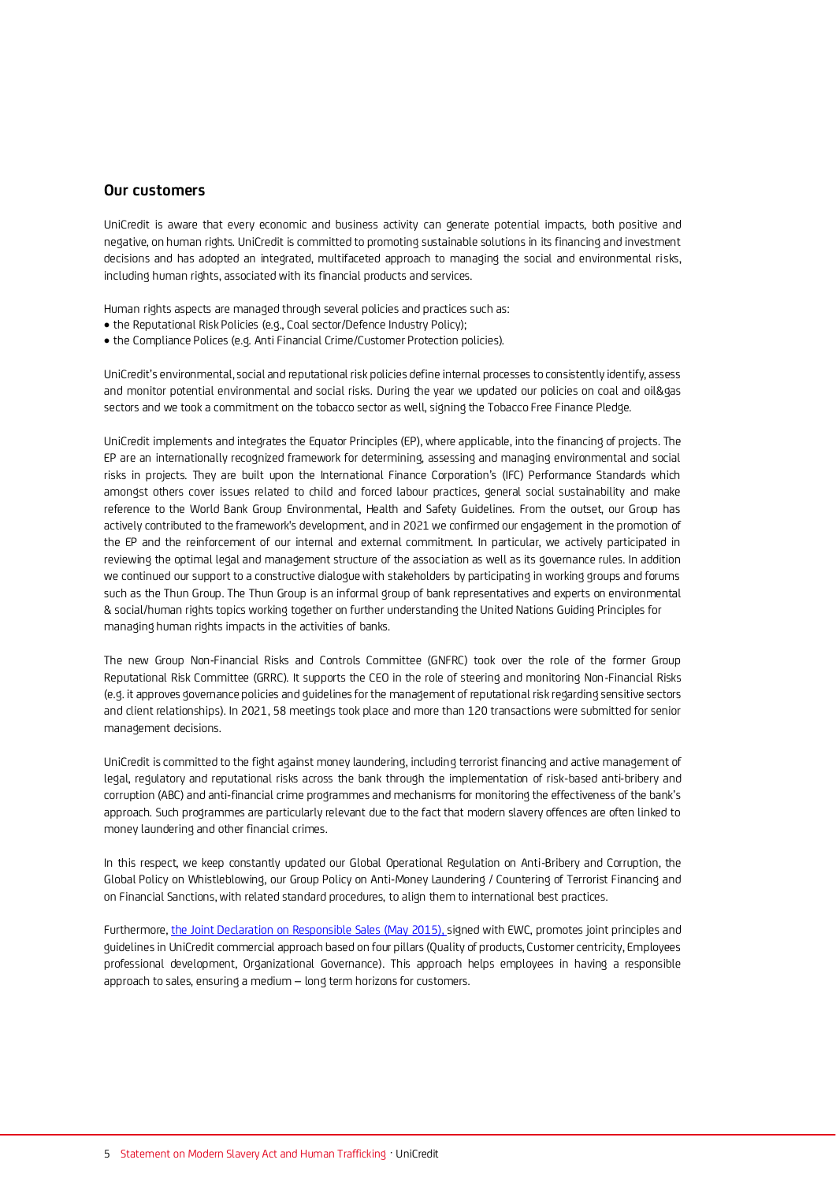## Our customers

UniCredit is aware that every economic and business activity can generate potential impacts, both positive and negative, on human rights. UniCredit is committed to promoting sustainable solutions in its financing and investment decisions and has adopted an integrated, multifaceted approach to managing the social and environmental risks, including human rights, associated with its financial products and services.

Human rights aspects are managed through several policies and practices such as:

- the Reputational Risk Policies (e.g., Coal sector/Defence Industry Policy);
- the Compliance Polices (e.g. Anti Financial Crime/Customer Protection policies).

UniCredit's environmental, social and reputational risk policies define internal processes to consistently identify, assess and monitor potential environmental and social risks. During the year we updated our policies on coal and oil&gas sectors and we took a commitment on the tobacco sector as well, signing the Tobacco Free Finance Pledge.

UniCredit implements and integrates the Equator Principles (EP), where applicable, into the financing of projects. The EP are an internationally recognized framework for determining, assessing and managing environmental and social risks in projects. They are built upon the International Finance Corporation's (IFC) Performance Standards which amongst others cover issues related to child and forced labour practices, general social sustainability and make reference to the World Bank Group Environmental, Health and Safety Guidelines. From the outset, our Group has actively contributed to the framework's development, and in 2021 we confirmed our engagement in the promotion of the EP and the reinforcement of our internal and external commitment. In particular, we actively participated in reviewing the optimal legal and management structure of the association as well as its governance rules. In addition we continued our support to a constructive dialogue with stakeholders by participating in working groups and forums such as the Thun Group. The Thun Group is an informal group of bank representatives and experts on environmental & social/human rights topics working together on further understanding the United Nations Guiding Principles for managing human rights impacts in the activities of banks.

The new Group Non-Financial Risks and Controls Committee (GNFRC) took over the role of the former Group Reputational Risk Committee (GRRC). It supports the CEO in the role of steering and monitoring Non-Financial Risks (e.g. it approves governance policies and guidelines for the management of reputational risk regarding sensitive sectors and client relationships). In 2021, 58 meetings took place and more than 120 transactions were submitted for senior management decisions.

UniCredit is committed to the fight against money laundering, including terrorist financing and active management of legal, regulatory and reputational risks across the bank through the implementation of risk-based anti-bribery and corruption (ABC) and anti-financial crime programmes and mechanisms for monitoring the effectiveness of the bank's approach. Such programmes are particularly relevant due to the fact that modern slavery offences are often linked to money laundering and other financial crimes.

In this respect, we keep constantly updated our Global Operational Regulation on Anti-Bribery and Corruption, the Global Policy on Whistleblowing, our Group Policy on Anti-Money Laundering / Countering of Terrorist Financing and on Financial Sanctions, with related standard procedures, to align them to international best practices.

Furthermore, the Joint Declaration on Responsible Sales (May 2015), signed with EWC, promotes joint principles and guidelines in UniCredit commercial approach based on four pillars (Quality of products, Customer centricity, Employees professional development, Organizational Governance). This approach helps employees in having a responsible approach to sales, ensuring a medium – long term horizons for customers.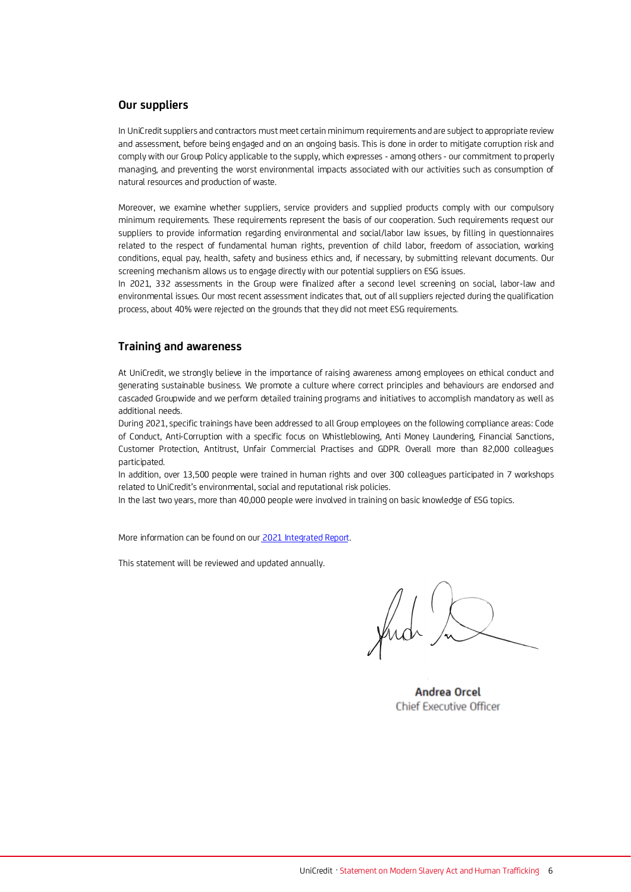## Our suppliers

In UniCredit suppliers and contractors must meet certain minimum requirements and are subject to appropriate review and assessment, before being engaged and on an ongoing basis. This is done in order to mitigate corruption risk and comply with our Group Policy applicable to the supply, which expresses - among others - our commitment to properly managing, and preventing the worst environmental impacts associated with our activities such as consumption of natural resources and production of waste.

Moreover, we examine whether suppliers, service providers and supplied products comply with our compulsory minimum requirements. These requirements represent the basis of our cooperation. Such requirements request our suppliers to provide information regarding environmental and social/labor law issues, by filling in questionnaires related to the respect of fundamental human rights, prevention of child labor, freedom of association, working conditions, equal pay, health, safety and business ethics and, if necessary, by submitting relevant documents. Our screening mechanism allows us to engage directly with our potential suppliers on ESG issues.
In 2021, 332 assessments in the Group were finalized after a second level screening on social, labor-law and environmental issues. Our most recent assessment indicates that, out of all suppliers rejected during the qualification process, about 40% were rejected on the grounds that they did not meet ESG requirements.

## Training and awareness

At UniCredit, we strongly believe in the importance of raising awareness among employees on ethical conduct and generating sustainable business. We promote a culture where correct principles and behaviours are endorsed and cascaded Groupwide and we perform detailed training programs and initiatives to accomplish mandatory as well as additional needs.
During 2021, specific trainings have been addressed to all Group employees on the following compliance areas: Code of Conduct, Anti-Corruption with a specific focus on Whistleblowing, Anti Money Laundering, Financial Sanctions, Customer Protection, Antitrust, Unfair Commercial Practises and GDPR. Overall more than 82,000 colleagues participated.
In addition, over 13,500 people were trained in human rights and over 300 colleagues participated in 7 workshops related to UniCredit's environmental, social and reputational risk policies.
In the last two years, more than 40,000 people were involved in training on basic knowledge of ESG topics.

More information can be found on our 2021 Integrated Report.

This statement will be reviewed and updated annually.

**Andrea Orcel**
Chief Executive Officer